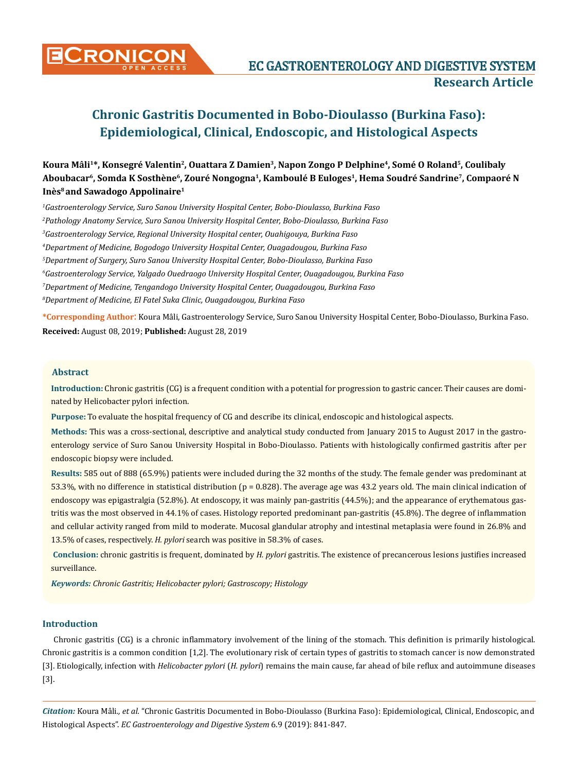# Chronic Gastritis Documented in Bobo-Dioulasso (Burkina Faso): Epidemiological, Clinical, Endoscopic, and Histological Aspects

**Koura Mâli[1]\*, Konsegré Valentin[2], Ouattara Z Damien[3], Napon Zongo P Delphine[4], Somé O Roland[5], Coulibaly Aboubacar[6], Somda K Sosthène[6], Zouré Nongogna[1], Kamboulé B Euloges[1], Hema Soudré Sandrine[7], Compaoré N Inès[8] and Sawadogo Appolinaire[1]**

[1]*Gastroenterology Service, Suro Sanou University Hospital Center, Bobo-Dioulasso, Burkina Faso*

[2]*Pathology Anatomy Service, Suro Sanou University Hospital Center, Bobo-Dioulasso, Burkina Faso*

[3]*Gastroenterology Service, Regional University Hospital center, Ouahigouya, Burkina Faso*

[4]*Department of Medicine, Bogodogo University Hospital Center, Ouagadougou, Burkina Faso*

[5]*Department of Surgery, Suro Sanou University Hospital Center, Bobo-Dioulasso, Burkina Faso*

[6]*Gastroenterology Service, Yalgado Ouedraogo University Hospital Center, Ouagadougou, Burkina Faso*

[7]*Department of Medicine, Tengandogo University Hospital Center, Ouagadougou, Burkina Faso*

[8]*Department of Medicine, El Fatel Suka Clinic, Ouagadougou, Burkina Faso*

**\*Corresponding Author:** Koura Mâli, Gastroenterology Service, Suro Sanou University Hospital Center, Bobo-Dioulasso, Burkina Faso.

**Received:** August 08, 2019; **Published:** August 28, 2019

## Abstract

**Introduction:** Chronic gastritis (CG) is a frequent condition with a potential for progression to gastric cancer. Their causes are dominated by Helicobacter pylori infection.

**Purpose:** To evaluate the hospital frequency of CG and describe its clinical, endoscopic and histological aspects.

**Methods:** This was a cross-sectional, descriptive and analytical study conducted from January 2015 to August 2017 in the gastroenterology service of Suro Sanou University Hospital in Bobo-Dioulasso. Patients with histologically confirmed gastritis after per endoscopic biopsy were included.

**Results:** 585 out of 888 (65.9%) patients were included during the 32 months of the study. The female gender was predominant at 53.3%, with no difference in statistical distribution ($p = 0.828$). The average age was 43.2 years old. The main clinical indication of endoscopy was epigastralgia (52.8%). At endoscopy, it was mainly pan-gastritis (44.5%); and the appearance of erythematous gastritis was the most observed in 44.1% of cases. Histology reported predominant pan-gastritis (45.8%). The degree of inflammation and cellular activity ranged from mild to moderate. Mucosal glandular atrophy and intestinal metaplasia were found in 26.8% and 13.5% of cases, respectively. *H. pylori* search was positive in 58.3% of cases.

**Conclusion:** chronic gastritis is frequent, dominated by *H. pylori* gastritis. The existence of precancerous lesions justifies increased surveillance.

***Keywords:*** *Chronic Gastritis; Helicobacter pylori; Gastroscopy; Histology*

## Introduction

Chronic gastritis (CG) is a chronic inflammatory involvement of the lining of the stomach. This definition is primarily histological. Chronic gastritis is a common condition [1,2]. The evolutionary risk of certain types of gastritis to stomach cancer is now demonstrated [3]. Etiologically, infection with *Helicobacter pylori* (*H. pylori*) remains the main cause, far ahead of bile reflux and autoimmune diseases [3].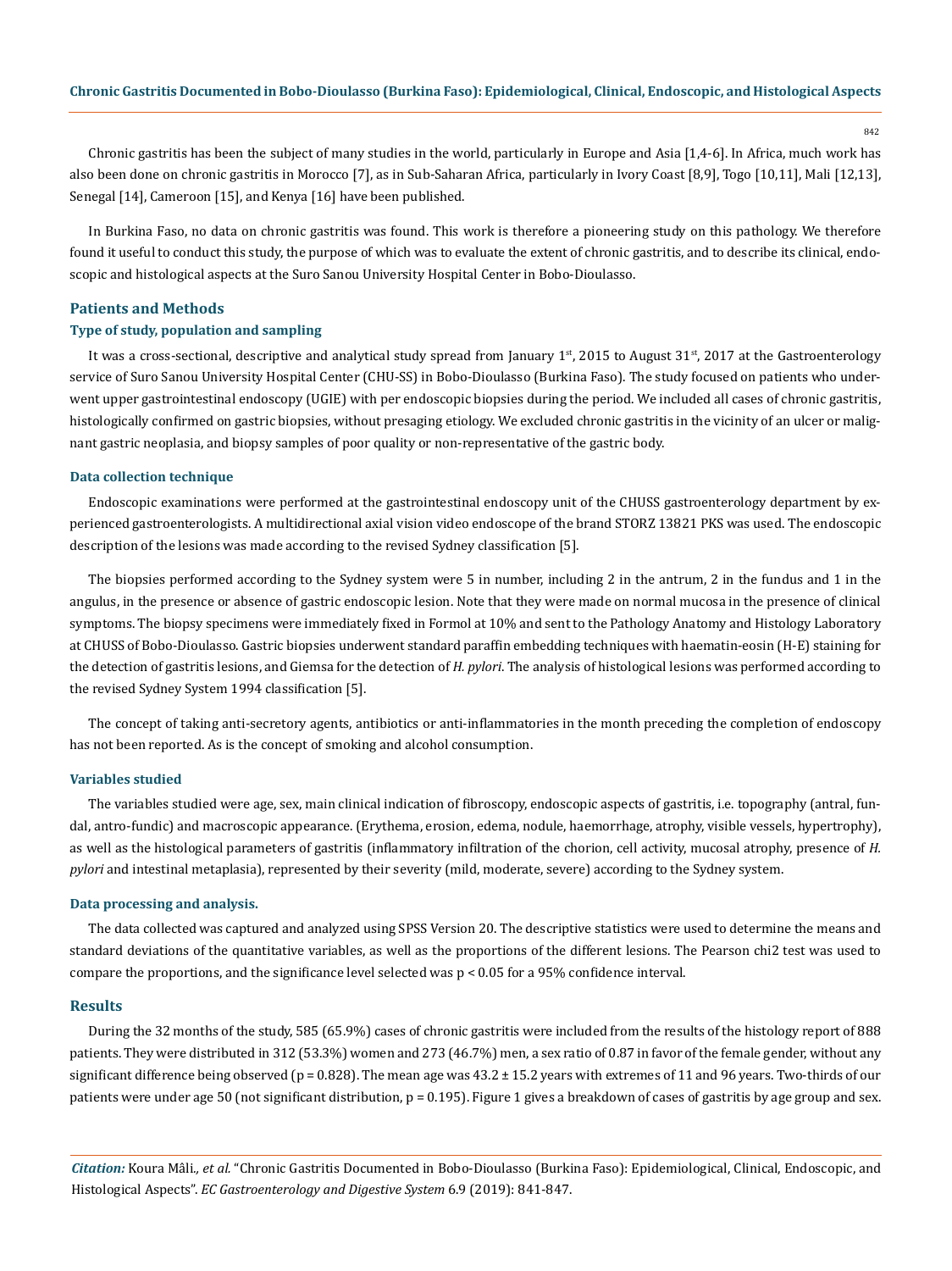Chronic gastritis has been the subject of many studies in the world, particularly in Europe and Asia [1,4-6]. In Africa, much work has also been done on chronic gastritis in Morocco [7], as in Sub-Saharan Africa, particularly in Ivory Coast [8,9], Togo [10,11], Mali [12,13], Senegal [14], Cameroon [15], and Kenya [16] have been published.

In Burkina Faso, no data on chronic gastritis was found. This work is therefore a pioneering study on this pathology. We therefore found it useful to conduct this study, the purpose of which was to evaluate the extent of chronic gastritis, and to describe its clinical, endoscopic and histological aspects at the Suro Sanou University Hospital Center in Bobo-Dioulasso.

## Patients and Methods

### Type of study, population and sampling

It was a cross-sectional, descriptive and analytical study spread from January 1st, 2015 to August 31st, 2017 at the Gastroenterology service of Suro Sanou University Hospital Center (CHU-SS) in Bobo-Dioulasso (Burkina Faso). The study focused on patients who underwent upper gastrointestinal endoscopy (UGIE) with per endoscopic biopsies during the period. We included all cases of chronic gastritis, histologically confirmed on gastric biopsies, without presaging etiology. We excluded chronic gastritis in the vicinity of an ulcer or malignant gastric neoplasia, and biopsy samples of poor quality or non-representative of the gastric body.

### Data collection technique

Endoscopic examinations were performed at the gastrointestinal endoscopy unit of the CHUSS gastroenterology department by experienced gastroenterologists. A multidirectional axial vision video endoscope of the brand STORZ 13821 PKS was used. The endoscopic description of the lesions was made according to the revised Sydney classification [5].

The biopsies performed according to the Sydney system were 5 in number, including 2 in the antrum, 2 in the fundus and 1 in the angulus, in the presence or absence of gastric endoscopic lesion. Note that they were made on normal mucosa in the presence of clinical symptoms. The biopsy specimens were immediately fixed in Formol at 10% and sent to the Pathology Anatomy and Histology Laboratory at CHUSS of Bobo-Dioulasso. Gastric biopsies underwent standard paraffin embedding techniques with haematin-eosin (H-E) staining for the detection of gastritis lesions, and Giemsa for the detection of *H. pylori*. The analysis of histological lesions was performed according to the revised Sydney System 1994 classification [5].

The concept of taking anti-secretory agents, antibiotics or anti-inflammatories in the month preceding the completion of endoscopy has not been reported. As is the concept of smoking and alcohol consumption.

### Variables studied

The variables studied were age, sex, main clinical indication of fibroscopy, endoscopic aspects of gastritis, i.e. topography (antral, fundal, antro-fundic) and macroscopic appearance. (Erythema, erosion, edema, nodule, haemorrhage, atrophy, visible vessels, hypertrophy), as well as the histological parameters of gastritis (inflammatory infiltration of the chorion, cell activity, mucosal atrophy, presence of *H. pylori* and intestinal metaplasia), represented by their severity (mild, moderate, severe) according to the Sydney system.

### Data processing and analysis.

The data collected was captured and analyzed using SPSS Version 20. The descriptive statistics were used to determine the means and standard deviations of the quantitative variables, as well as the proportions of the different lesions. The Pearson chi2 test was used to compare the proportions, and the significance level selected was $p < 0.05$ for a 95% confidence interval.

## Results

During the 32 months of the study, 585 (65.9%) cases of chronic gastritis were included from the results of the histology report of 888 patients. They were distributed in 312 (53.3%) women and 273 (46.7%) men, a sex ratio of 0.87 in favor of the female gender, without any significant difference being observed ($p = 0.828$). The mean age was 43.2 ± 15.2 years with extremes of 11 and 96 years. Two-thirds of our patients were under age 50 (not significant distribution, $p = 0.195$). Figure 1 gives a breakdown of cases of gastritis by age group and sex.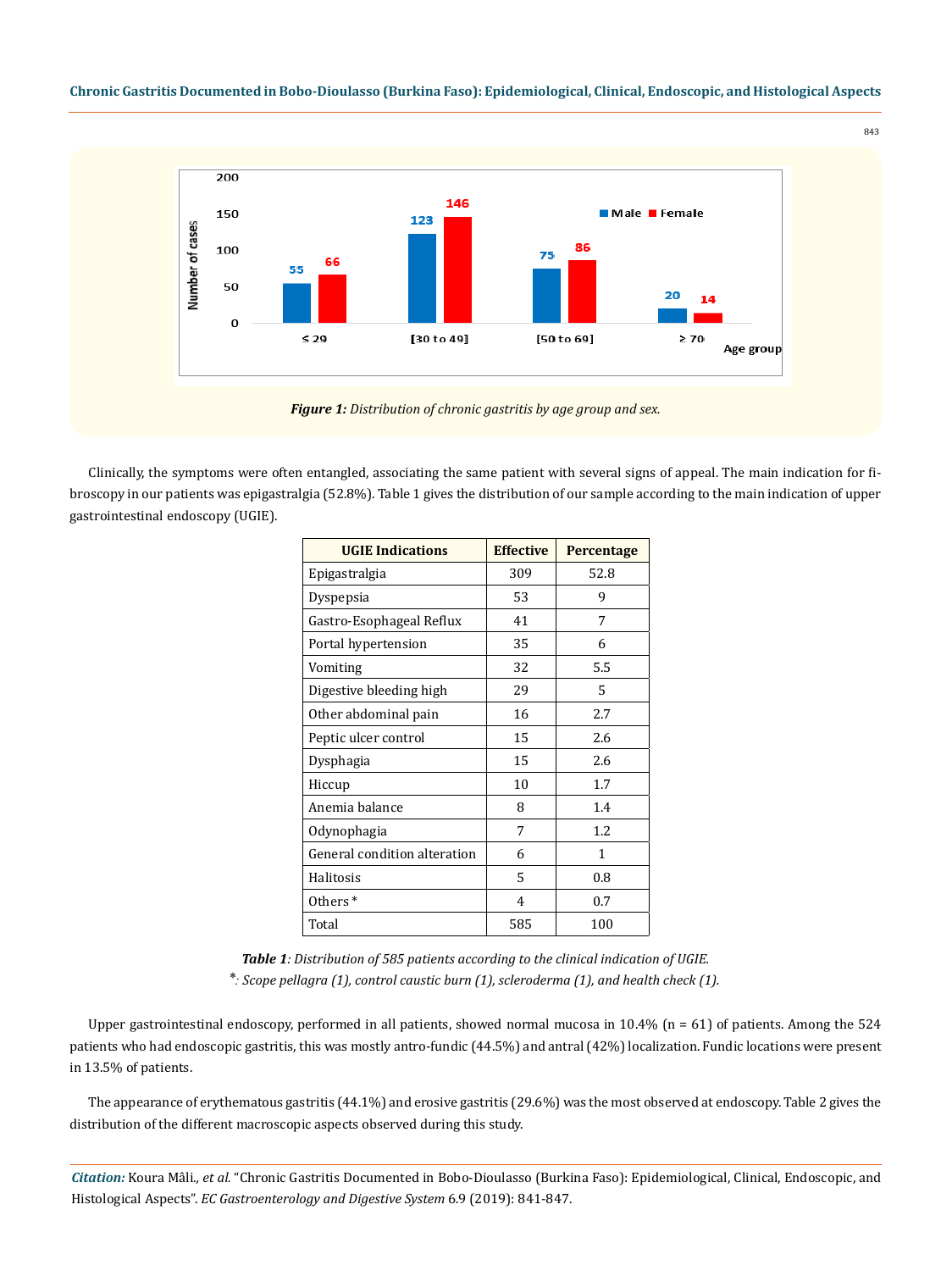Figure 1: *Distribution of chronic gastritis by age group and sex.*

Clinically, the symptoms were often entangled, associating the same patient with several signs of appeal. The main indication for fibroscopy in our patients was epigastralgia (52.8%). Table 1 gives the distribution of our sample according to the main indication of upper gastrointestinal endoscopy (UGIE).

| UGIE Indications | Effective | Percentage |
|---|---|---|
| Epigastralgia | 309 | 52.8 |
| Dyspepsia | 53 | 9 |
| Gastro-Esophageal Reflux | 41 | 7 |
| Portal hypertension | 35 | 6 |
| Vomiting | 32 | 5.5 |
| Digestive bleeding high | 29 | 5 |
| Other abdominal pain | 16 | 2.7 |
| Peptic ulcer control | 15 | 2.6 |
| Dysphagia | 15 | 2.6 |
| Hiccup | 10 | 1.7 |
| Anemia balance | 8 | 1.4 |
| Odynophagia | 7 | 1.2 |
| General condition alteration | 6 | 1 |
| Halitosis | 5 | 0.8 |
| Others * | 4 | 0.7 |
| Total | 585 | 100 |

**Table 1**: *Distribution of 585 patients according to the clinical indication of UGIE.*

*\*: Scope pellagra (1), control caustic burn (1), scleroderma (1), and health check (1).*

Upper gastrointestinal endoscopy, performed in all patients, showed normal mucosa in 10.4% (n = 61) of patients. Among the 524 patients who had endoscopic gastritis, this was mostly antro-fundic (44.5%) and antral (42%) localization. Fundic locations were present in 13.5% of patients.

The appearance of erythematous gastritis (44.1%) and erosive gastritis (29.6%) was the most observed at endoscopy. Table 2 gives the distribution of the different macroscopic aspects observed during this study.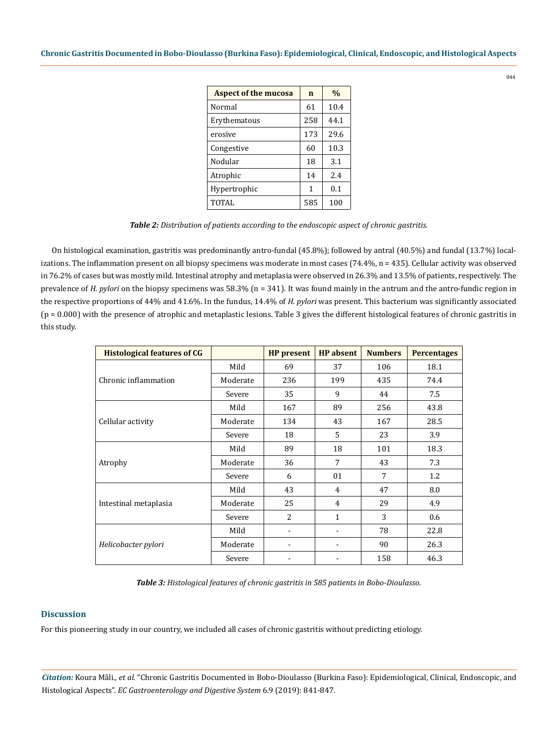| Aspect of the mucosa | n | % |
|---|---|---|
| Normal | 61 | 10.4 |
| Erythematous | 258 | 44.1 |
| erosive | 173 | 29.6 |
| Congestive | 60 | 10.3 |
| Nodular | 18 | 3.1 |
| Atrophic | 14 | 2.4 |
| Hypertrophic | 1 | 0.1 |
| TOTAL | 585 | 100 |

***Table 2:*** *Distribution of patients according to the endoscopic aspect of chronic gastritis.*

On histological examination, gastritis was predominantly antro-fundal (45.8%); followed by antral (40.5%) and fundal (13.7%) localizations. The inflammation present on all biopsy specimens was moderate in most cases (74.4%, n = 435). Cellular activity was observed in 76.2% of cases but was mostly mild. Intestinal atrophy and metaplasia were observed in 26.3% and 13.5% of patients, respectively. The prevalence of *H. pylori* on the biopsy specimens was 58.3% (n = 341). It was found mainly in the antrum and the antro-fundic region in the respective proportions of 44% and 41.6%. In the fundus, 14.4% of *H. pylori* was present. This bacterium was significantly associated (p = 0.000) with the presence of atrophic and metaplastic lesions. Table 3 gives the different histological features of chronic gastritis in this study.

| Histological features of CG | | HP present | HP absent | Numbers | Percentages |
|---|---|---|---|---|---|
| Chronic inflammation | Mild | 69 | 37 | 106 | 18.1 |
| | Moderate | 236 | 199 | 435 | 74.4 |
| | Severe | 35 | 9 | 44 | 7.5 |
| Cellular activity | Mild | 167 | 89 | 256 | 43.8 |
| | Moderate | 134 | 43 | 167 | 28.5 |
| | Severe | 18 | 5 | 23 | 3.9 |
| Atrophy | Mild | 89 | 18 | 101 | 18.3 |
| | Moderate | 36 | 7 | 43 | 7.3 |
| | Severe | 6 | 01 | 7 | 1.2 |
| Intestinal metaplasia | Mild | 43 | 4 | 47 | 8.0 |
| | Moderate | 25 | 4 | 29 | 4.9 |
| | Severe | 2 | 1 | 3 | 0.6 |
| *Helicobacter pylori* | Mild | - | - | 78 | 22.8 |
| | Moderate | - | - | 90 | 26.3 |
| | Severe | - | - | 158 | 46.3 |

***Table 3:*** *Histological features of chronic gastritis in 585 patients in Bobo-Dioulasso.*

## Discussion

For this pioneering study in our country, we included all cases of chronic gastritis without predicting etiology.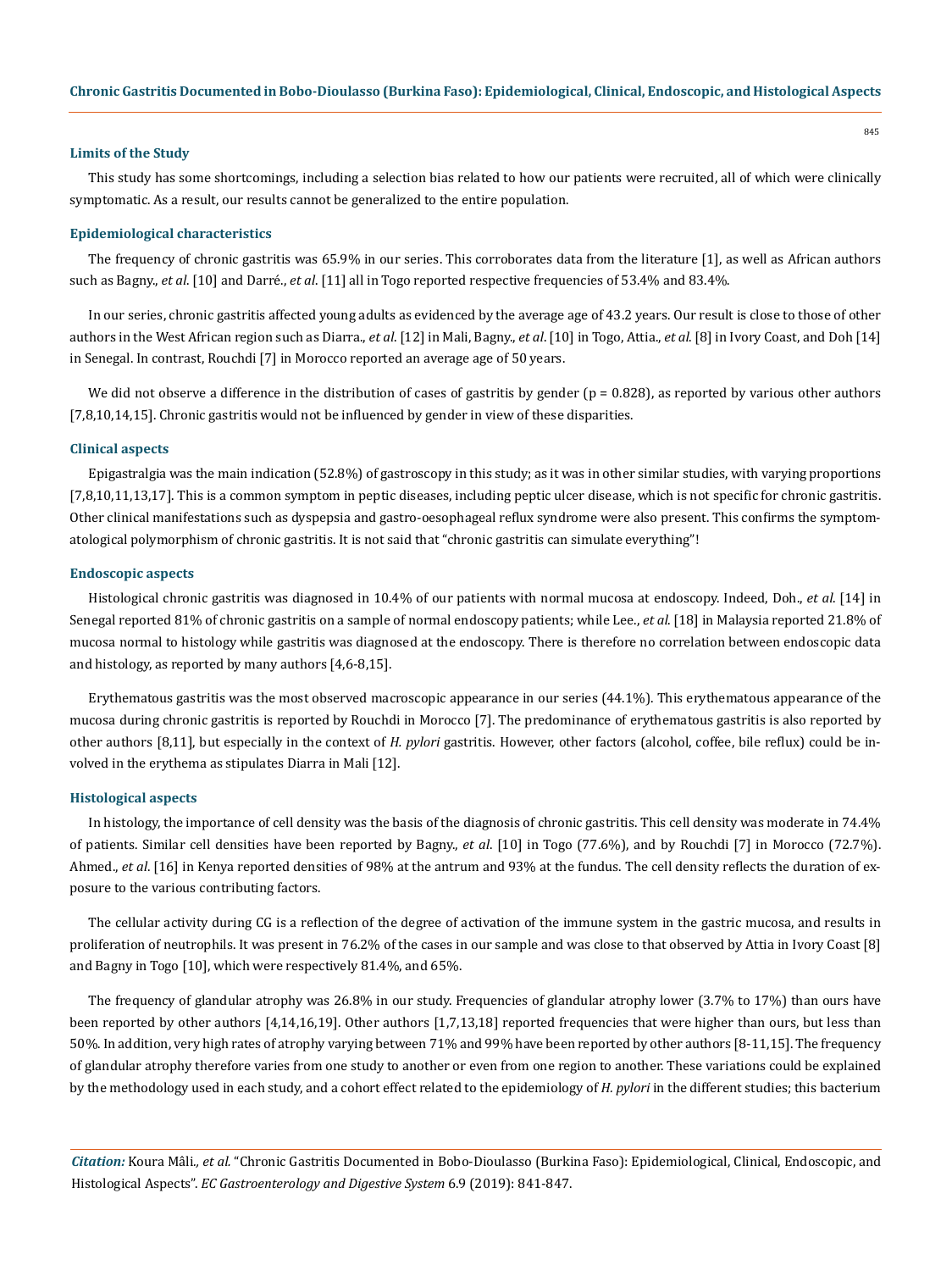### Limits of the Study

This study has some shortcomings, including a selection bias related to how our patients were recruited, all of which were clinically symptomatic. As a result, our results cannot be generalized to the entire population.

### Epidemiological characteristics

The frequency of chronic gastritis was 65.9% in our series. This corroborates data from the literature [1], as well as African authors such as Bagny., *et al*. [10] and Darré., *et al*. [11] all in Togo reported respective frequencies of 53.4% and 83.4%.

In our series, chronic gastritis affected young adults as evidenced by the average age of 43.2 years. Our result is close to those of other authors in the West African region such as Diarra., *et al*. [12] in Mali, Bagny., *et al*. [10] in Togo, Attia., *et al*. [8] in Ivory Coast, and Doh [14] in Senegal. In contrast, Rouchdi [7] in Morocco reported an average age of 50 years.

We did not observe a difference in the distribution of cases of gastritis by gender ($p = 0.828$), as reported by various other authors [7,8,10,14,15]. Chronic gastritis would not be influenced by gender in view of these disparities.

### Clinical aspects

Epigastralgia was the main indication (52.8%) of gastroscopy in this study; as it was in other similar studies, with varying proportions [7,8,10,11,13,17]. This is a common symptom in peptic diseases, including peptic ulcer disease, which is not specific for chronic gastritis. Other clinical manifestations such as dyspepsia and gastro-oesophageal reflux syndrome were also present. This confirms the symptomatological polymorphism of chronic gastritis. It is not said that "chronic gastritis can simulate everything"!

### Endoscopic aspects

Histological chronic gastritis was diagnosed in 10.4% of our patients with normal mucosa at endoscopy. Indeed, Doh., *et al*. [14] in Senegal reported 81% of chronic gastritis on a sample of normal endoscopy patients; while Lee., *et al*. [18] in Malaysia reported 21.8% of mucosa normal to histology while gastritis was diagnosed at the endoscopy. There is therefore no correlation between endoscopic data and histology, as reported by many authors [4,6-8,15].

Erythematous gastritis was the most observed macroscopic appearance in our series (44.1%). This erythematous appearance of the mucosa during chronic gastritis is reported by Rouchdi in Morocco [7]. The predominance of erythematous gastritis is also reported by other authors [8,11], but especially in the context of *H. pylori* gastritis. However, other factors (alcohol, coffee, bile reflux) could be involved in the erythema as stipulates Diarra in Mali [12].

### Histological aspects

In histology, the importance of cell density was the basis of the diagnosis of chronic gastritis. This cell density was moderate in 74.4% of patients. Similar cell densities have been reported by Bagny., *et al*. [10] in Togo (77.6%), and by Rouchdi [7] in Morocco (72.7%). Ahmed., *et al*. [16] in Kenya reported densities of 98% at the antrum and 93% at the fundus. The cell density reflects the duration of exposure to the various contributing factors.

The cellular activity during CG is a reflection of the degree of activation of the immune system in the gastric mucosa, and results in proliferation of neutrophils. It was present in 76.2% of the cases in our sample and was close to that observed by Attia in Ivory Coast [8] and Bagny in Togo [10], which were respectively 81.4%, and 65%.

The frequency of glandular atrophy was 26.8% in our study. Frequencies of glandular atrophy lower (3.7% to 17%) than ours have been reported by other authors [4,14,16,19]. Other authors [1,7,13,18] reported frequencies that were higher than ours, but less than 50%. In addition, very high rates of atrophy varying between 71% and 99% have been reported by other authors [8-11,15]. The frequency of glandular atrophy therefore varies from one study to another or even from one region to another. These variations could be explained by the methodology used in each study, and a cohort effect related to the epidemiology of *H. pylori* in the different studies; this bacterium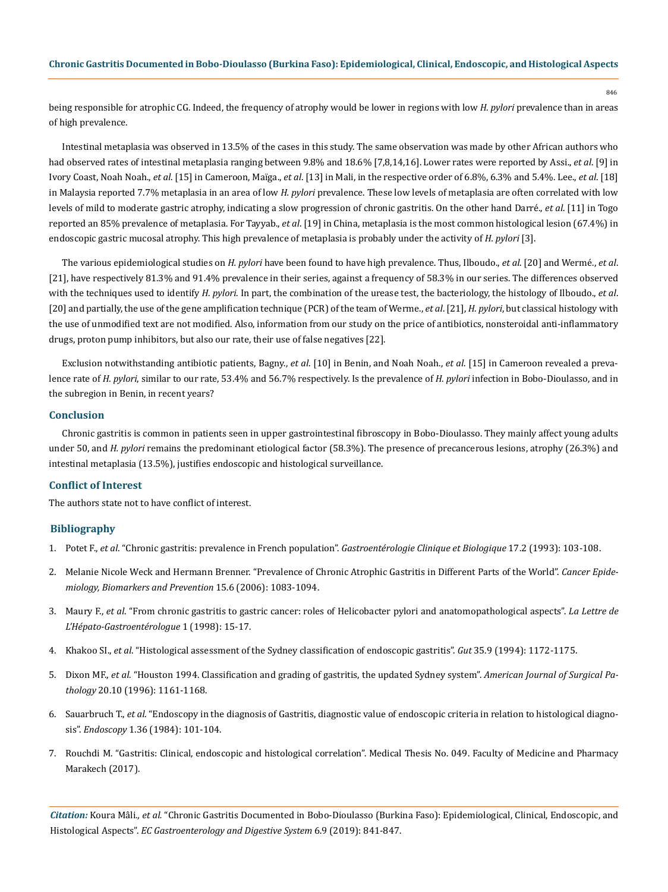being responsible for atrophic CG. Indeed, the frequency of atrophy would be lower in regions with low *H. pylori* prevalence than in areas of high prevalence.

Intestinal metaplasia was observed in 13.5% of the cases in this study. The same observation was made by other African authors who had observed rates of intestinal metaplasia ranging between 9.8% and 18.6% [7,8,14,16]. Lower rates were reported by Assi., *et al*. [9] in Ivory Coast, Noah Noah., *et al*. [15] in Cameroon, Maïga., *et al*. [13] in Mali, in the respective order of 6.8%, 6.3% and 5.4%. Lee., *et al*. [18] in Malaysia reported 7.7% metaplasia in an area of low *H. pylori* prevalence. These low levels of metaplasia are often correlated with low levels of mild to moderate gastric atrophy, indicating a slow progression of chronic gastritis. On the other hand Darré., *et al*. [11] in Togo reported an 85% prevalence of metaplasia. For Tayyab., *et al*. [19] in China, metaplasia is the most common histological lesion (67.4%) in endoscopic gastric mucosal atrophy. This high prevalence of metaplasia is probably under the activity of *H. pylori* [3].

The various epidemiological studies on *H. pylori* have been found to have high prevalence. Thus, Ilboudo., *et al*. [20] and Wermé., *et al*. [21], have respectively 81.3% and 91.4% prevalence in their series, against a frequency of 58.3% in our series. The differences observed with the techniques used to identify *H. pylori*. In part, the combination of the urease test, the bacteriology, the histology of Ilboudo., *et al*. [20] and partially, the use of the gene amplification technique (PCR) of the team of Werme., *et al*. [21], *H. pylori*, but classical histology with the use of unmodified text are not modified. Also, information from our study on the price of antibiotics, nonsteroidal anti-inflammatory drugs, proton pump inhibitors, but also our rate, their use of false negatives [22].

Exclusion notwithstanding antibiotic patients, Bagny., *et al*. [10] in Benin, and Noah Noah., *et al*. [15] in Cameroon revealed a prevalence rate of *H. pylori*, similar to our rate, 53.4% and 56.7% respectively. Is the prevalence of *H. pylori* infection in Bobo-Dioulasso, and in the subregion in Benin, in recent years?

## Conclusion

Chronic gastritis is common in patients seen in upper gastrointestinal fibroscopy in Bobo-Dioulasso. They mainly affect young adults under 50, and *H. pylori* remains the predominant etiological factor (58.3%). The presence of precancerous lesions, atrophy (26.3%) and intestinal metaplasia (13.5%), justifies endoscopic and histological surveillance.

## Conflict of Interest

The authors state not to have conflict of interest.

## Bibliography

1. Potet F., *et al*. "Chronic gastritis: prevalence in French population". *Gastroentérologie Clinique et Biologique* 17.2 (1993): 103-108.
2. Melanie Nicole Weck and Hermann Brenner. "Prevalence of Chronic Atrophic Gastritis in Different Parts of the World". *Cancer Epidemiology, Biomarkers and Prevention* 15.6 (2006): 1083-1094.
3. Maury F., *et al*. "From chronic gastritis to gastric cancer: roles of Helicobacter pylori and anatomopathological aspects". *La Lettre de L'Hépato-Gastroentérologue* 1 (1998): 15-17.
4. Khakoo SI., *et al*. "Histological assessment of the Sydney classification of endoscopic gastritis". *Gut* 35.9 (1994): 1172-1175.
5. Dixon MF., *et al*. "Houston 1994. Classification and grading of gastritis, the updated Sydney system". *American Journal of Surgical Pathology* 20.10 (1996): 1161-1168.
6. Sauarbruch T., *et al*. "Endoscopy in the diagnosis of Gastritis, diagnostic value of endoscopic criteria in relation to histological diagnosis". *Endoscopy* 1.36 (1984): 101-104.
7. Rouchdi M. "Gastritis: Clinical, endoscopic and histological correlation". Medical Thesis No. 049. Faculty of Medicine and Pharmacy Marakech (2017).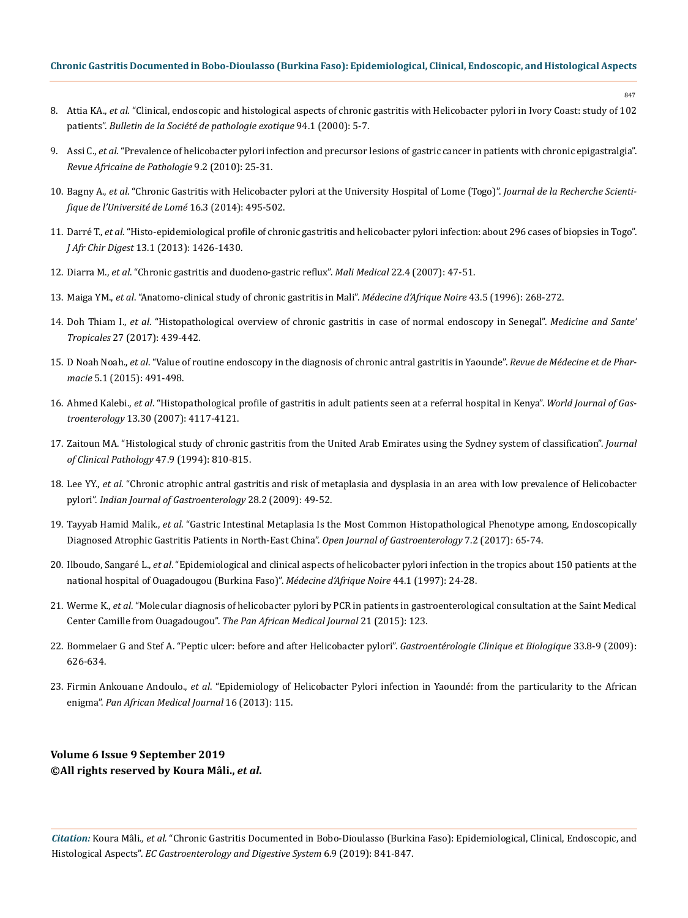8. Attia KA., *et al*. "Clinical, endoscopic and histological aspects of chronic gastritis with Helicobacter pylori in Ivory Coast: study of 102 patients". *Bulletin de la Société de pathologie exotique* 94.1 (2000): 5-7.
9. Assi C., *et al*. "Prevalence of helicobacter pylori infection and precursor lesions of gastric cancer in patients with chronic epigastralgia". *Revue Africaine de Pathologie* 9.2 (2010): 25-31.
10. Bagny A., *et al*. "Chronic Gastritis with Helicobacter pylori at the University Hospital of Lome (Togo)". *Journal de la Recherche Scientifique de l'Université de Lomé* 16.3 (2014): 495-502.
11. Darré T., *et al*. "Histo-epidemiological profile of chronic gastritis and helicobacter pylori infection: about 296 cases of biopsies in Togo". *J Afr Chir Digest* 13.1 (2013): 1426-1430.
12. Diarra M., *et al*. "Chronic gastritis and duodeno-gastric reflux". *Mali Medical* 22.4 (2007): 47-51.
13. Maiga YM., *et al*. "Anatomo-clinical study of chronic gastritis in Mali". *Médecine d'Afrique Noire* 43.5 (1996): 268-272.
14. Doh Thiam I., *et al*. "Histopathological overview of chronic gastritis in case of normal endoscopy in Senegal". *Medicine and Sante' Tropicales* 27 (2017): 439-442.
15. D Noah Noah., *et al*. "Value of routine endoscopy in the diagnosis of chronic antral gastritis in Yaounde". *Revue de Médecine et de Pharmacie* 5.1 (2015): 491-498.
16. Ahmed Kalebi., *et al*. "Histopathological profile of gastritis in adult patients seen at a referral hospital in Kenya". *World Journal of Gastroenterology* 13.30 (2007): 4117-4121.
17. Zaitoun MA. "Histological study of chronic gastritis from the United Arab Emirates using the Sydney system of classification". *Journal of Clinical Pathology* 47.9 (1994): 810-815.
18. Lee YY., *et al*. "Chronic atrophic antral gastritis and risk of metaplasia and dysplasia in an area with low prevalence of Helicobacter pylori". *Indian Journal of Gastroenterology* 28.2 (2009): 49-52.
19. Tayyab Hamid Malik., *et al*. "Gastric Intestinal Metaplasia Is the Most Common Histopathological Phenotype among, Endoscopically Diagnosed Atrophic Gastritis Patients in North-East China". *Open Journal of Gastroenterology* 7.2 (2017): 65-74.
20. Ilboudo, Sangaré L., *et al*. "Epidemiological and clinical aspects of helicobacter pylori infection in the tropics about 150 patients at the national hospital of Ouagadougou (Burkina Faso)". *Médecine d'Afrique Noire* 44.1 (1997): 24-28.
21. Werme K., *et al*. "Molecular diagnosis of helicobacter pylori by PCR in patients in gastroenterological consultation at the Saint Medical Center Camille from Ouagadougou". *The Pan African Medical Journal* 21 (2015): 123.
22. Bommelaer G and Stef A. "Peptic ulcer: before and after Helicobacter pylori". *Gastroentérologie Clinique et Biologique* 33.8-9 (2009): 626-634.
23. Firmin Ankouane Andoulo., *et al*. "Epidemiology of Helicobacter Pylori infection in Yaoundé: from the particularity to the African enigma". *Pan African Medical Journal* 16 (2013): 115.

**Volume 6 Issue 9 September 2019**
**©All rights reserved by Koura Mâli., *et al*.**